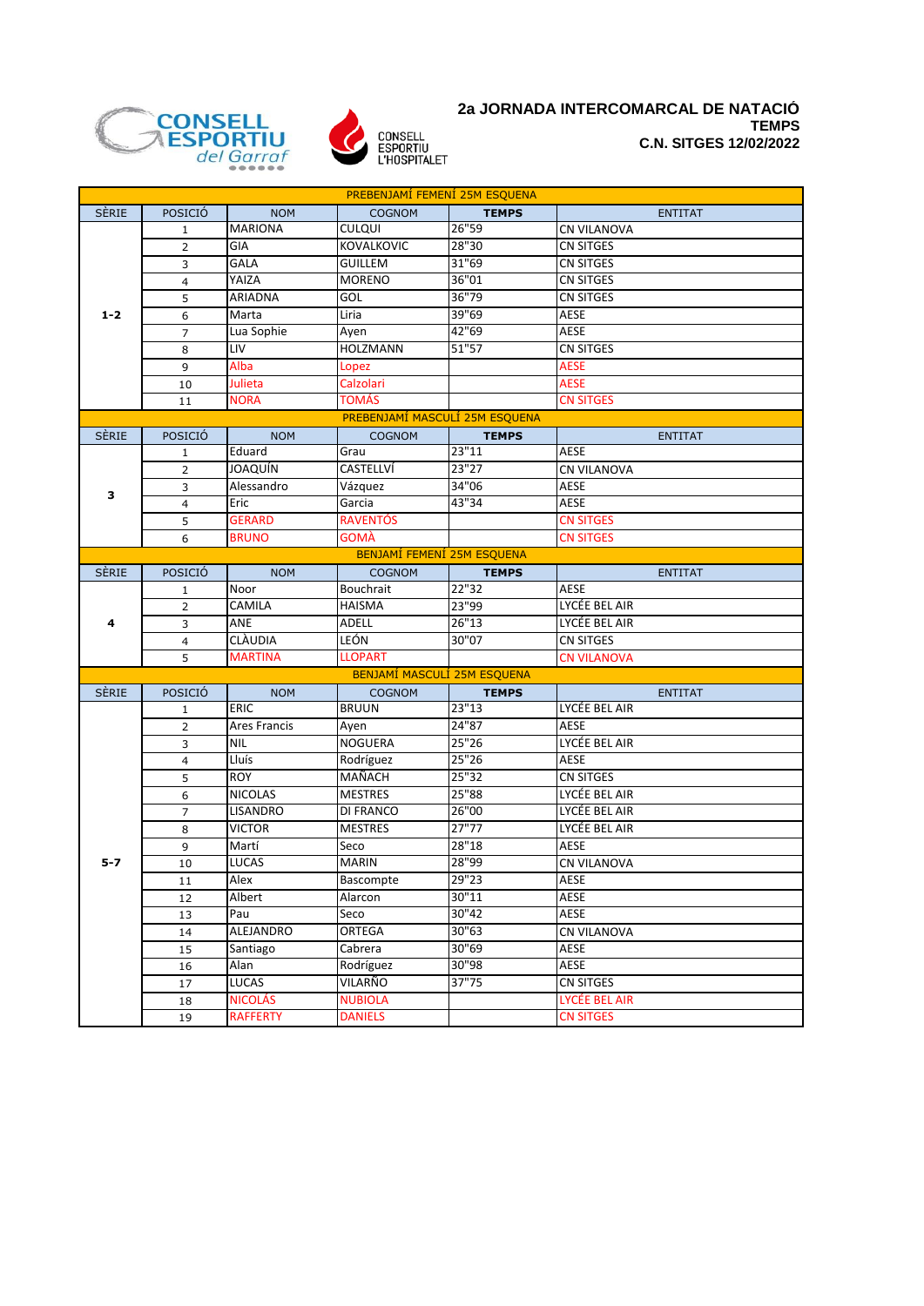# 2a JORNADA INTERCOMARCAL DE NATACIÓ

**TEMPS**

**C.N. SITGES 12/02/2022**

| SÈRIE | POSICIÓ | NOM | COGNOM | TEMPS | ENTITAT |
|---|---|---|---|---|---|
| PREBENJAMÍ FEMENÍ 25M ESQUENA | | | | | |
| 1-2 | 1 | MARIONA | CULQUI | 26"59 | CN VILANOVA |
| | 2 | GIA | KOVALKOVIC | 28"30 | CN SITGES |
| | 3 | GALA | GUILLEM | 31"69 | CN SITGES |
| | 4 | YAIZA | MORENO | 36"01 | CN SITGES |
| | 5 | ARIADNA | GOL | 36"79 | CN SITGES |
| | 6 | Marta | Liria | 39"69 | AESE |
| | 7 | Lua Sophie | Ayen | 42"69 | AESE |
| | 8 | LIV | HOLZMANN | 51"57 | CN SITGES |
| | 9 | Alba | Lopez | | AESE |
| | 10 | Julieta | Calzolari | | AESE |
| | 11 | NORA | TOMÁS | | CN SITGES |
| PREBENJAMÍ MASCULÍ 25M ESQUENA | | | | | |
| 3 | 1 | Eduard | Grau | 23"11 | AESE |
| | 2 | JOAQUÍN | CASTELLVÍ | 23"27 | CN VILANOVA |
| | 3 | Alessandro | Vázquez | 34"06 | AESE |
| | 4 | Eric | Garcia | 43"34 | AESE |
| | 5 | GERARD | RAVENTÓS | | CN SITGES |
| | 6 | BRUNO | GOMÀ | | CN SITGES |
| BENJAMÍ FEMENÍ 25M ESQUENA | | | | | |
| 4 | 1 | Noor | Bouchrait | 22"32 | AESE |
| | 2 | CAMILA | HAISMA | 23"99 | LYCÉE BEL AIR |
| | 3 | ANE | ADELL | 26"13 | LYCÉE BEL AIR |
| | 4 | CLÀUDIA | LEÓN | 30"07 | CN SITGES |
| | 5 | MARTINA | LLOPART | | CN VILANOVA |
| BENJAMÍ MASCULÍ 25M ESQUENA | | | | | |
| 5-7 | 1 | ERIC | BRUUN | 23"13 | LYCÉE BEL AIR |
| | 2 | Ares Francis | Ayen | 24"87 | AESE |
| | 3 | NIL | NOGUERA | 25"26 | LYCÉE BEL AIR |
| | 4 | Lluís | Rodríguez | 25"26 | AESE |
| | 5 | ROY | MAÑACH | 25"32 | CN SITGES |
| | 6 | NICOLAS | MESTRES | 25"88 | LYCÉE BEL AIR |
| | 7 | LISANDRO | DI FRANCO | 26"00 | LYCÉE BEL AIR |
| | 8 | VICTOR | MESTRES | 27"77 | LYCÉE BEL AIR |
| | 9 | Martí | Seco | 28"18 | AESE |
| | 10 | LUCAS | MARIN | 28"99 | CN VILANOVA |
| | 11 | Alex | Bascompte | 29"23 | AESE |
| | 12 | Albert | Alarcon | 30"11 | AESE |
| | 13 | Pau | Seco | 30"42 | AESE |
| | 14 | ALEJANDRO | ORTEGA | 30"63 | CN VILANOVA |
| | 15 | Santiago | Cabrera | 30"69 | AESE |
| | 16 | Alan | Rodríguez | 30"98 | AESE |
| | 17 | LUCAS | VILARÑO | 37"75 | CN SITGES |
| | 18 | NICOLÁS | NUBIOLA | | LYCÉE BEL AIR |
| | 19 | RAFFERTY | DANIELS | | CN SITGES |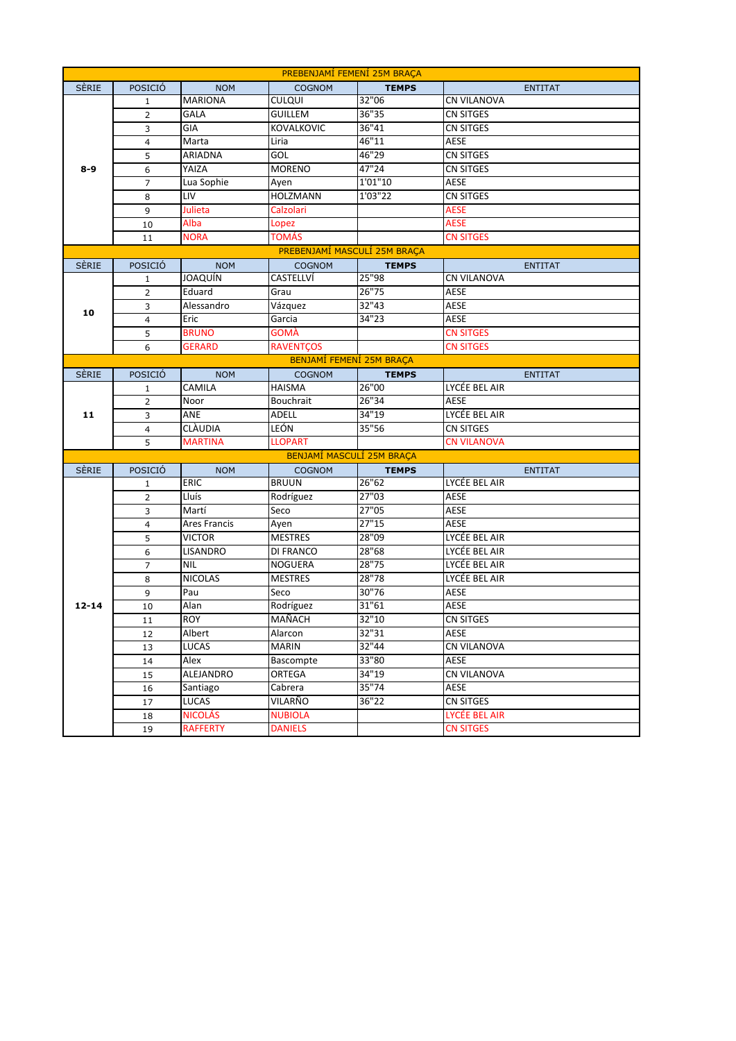| PREBENJAMÍ FEMENÍ 25M BRAÇA | | | | | |
|---|---|---|---|---|---|
| SÈRIE | POSICIÓ | NOM | COGNOM | **TEMPS** | ENTITAT |
| **8-9** | 1 | MARIONA | CULQUI | 32"06 | CN VILANOVA |
| | 2 | GALA | GUILLEM | 36"35 | CN SITGES |
| | 3 | GIA | KOVALKOVIC | 36"41 | CN SITGES |
| | 4 | Marta | Liria | 46"11 | AESE |
| | 5 | ARIADNA | GOL | 46"29 | CN SITGES |
| | 6 | YAIZA | MORENO | 47"24 | CN SITGES |
| | 7 | Lua Sophie | Ayen | 1'01"10 | AESE |
| | 8 | LIV | HOLZMANN | 1'03"22 | CN SITGES |
| | 9 | Julieta | Calzolari | | AESE |
| | 10 | Alba | Lopez | | AESE |
| | 11 | NORA | TOMÀS | | CN SITGES |
| PREBENJAMÍ MASCULÍ 25M BRAÇA | | | | | |
| SÈRIE | POSICIÓ | NOM | COGNOM | **TEMPS** | ENTITAT |
| **10** | 1 | JOAQUÍN | CASTELLVÍ | 25"98 | CN VILANOVA |
| | 2 | Eduard | Grau | 26"75 | AESE |
| | 3 | Alessandro | Vázquez | 32"43 | AESE |
| | 4 | Eric | Garcia | 34"23 | AESE |
| | 5 | BRUNO | GOMÀ | | CN SITGES |
| | 6 | GERARD | RAVENTÇOS | | CN SITGES |
| BENJAMÍ FEMENÍ 25M BRAÇA | | | | | |
| SÈRIE | POSICIÓ | NOM | COGNOM | **TEMPS** | ENTITAT |
| **11** | 1 | CAMILA | HAISMA | 26"00 | LYCÉE BEL AIR |
| | 2 | Noor | Bouchrait | 26"34 | AESE |
| | 3 | ANE | ADELL | 34"19 | LYCÉE BEL AIR |
| | 4 | CLÀUDIA | LEÓN | 35"56 | CN SITGES |
| | 5 | MARTINA | LLOPART | | CN VILANOVA |
| BENJAMÍ MASCULÍ 25M BRAÇA | | | | | |
| SÈRIE | POSICIÓ | NOM | COGNOM | **TEMPS** | ENTITAT |
| **12-14** | 1 | ERIC | BRUUN | 26"62 | LYCÉE BEL AIR |
| | 2 | Lluís | Rodríguez | 27"03 | AESE |
| | 3 | Martí | Seco | 27"05 | AESE |
| | 4 | Ares Francis | Ayen | 27"15 | AESE |
| | 5 | VICTOR | MESTRES | 28"09 | LYCÉE BEL AIR |
| | 6 | LISANDRO | DI FRANCO | 28"68 | LYCÉE BEL AIR |
| | 7 | NIL | NOGUERA | 28"75 | LYCÉE BEL AIR |
| | 8 | NICOLAS | MESTRES | 28"78 | LYCÉE BEL AIR |
| | 9 | Pau | Seco | 30"76 | AESE |
| | 10 | Alan | Rodríguez | 31"61 | AESE |
| | 11 | ROY | MAÑACH | 32"10 | CN SITGES |
| | 12 | Albert | Alarcon | 32"31 | AESE |
| | 13 | LUCAS | MARIN | 32"44 | CN VILANOVA |
| | 14 | Alex | Bascompte | 33"80 | AESE |
| | 15 | ALEJANDRO | ORTEGA | 34"19 | CN VILANOVA |
| | 16 | Santiago | Cabrera | 35"74 | AESE |
| | 17 | LUCAS | VILARÑO | 36"22 | CN SITGES |
| | 18 | NICOLÁS | NUBIOLA | | LYCÉE BEL AIR |
| | 19 | RAFFERTY | DANIELS | | CN SITGES |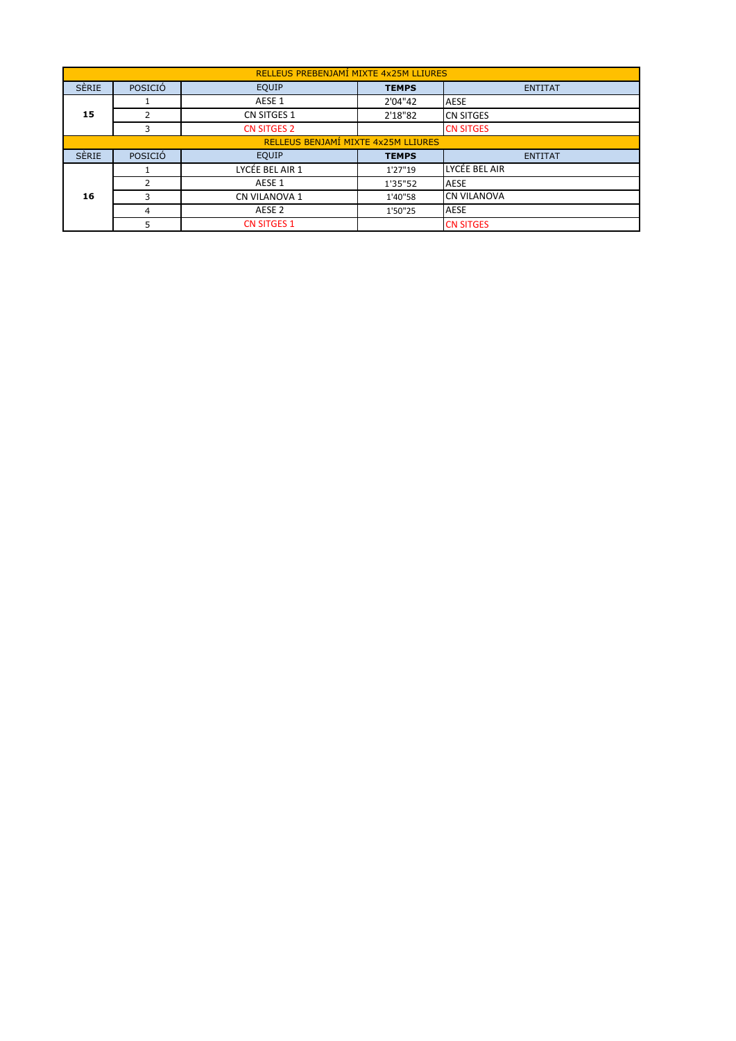| RELLEUS PREBENJAMÍ MIXTE 4x25M LLIURES | | | | |
|---|---|---|---|---|
| SÈRIE | POSICIÓ | EQUIP | **TEMPS** | ENTITAT |
| **15** | 1 | AESE 1 | 2'04"42 | AESE |
| | 2 | CN SITGES 1 | 2'18"82 | CN SITGES |
| | 3 | CN SITGES 2 | | CN SITGES |
| RELLEUS BENJAMÍ MIXTE 4x25M LLIURES | | | | |
| SÈRIE | POSICIÓ | EQUIP | **TEMPS** | ENTITAT |
| **16** | 1 | LYCÉE BEL AIR 1 | 1'27"19 | LYCÉE BEL AIR |
| | 2 | AESE 1 | 1'35"52 | AESE |
| | 3 | CN VILANOVA 1 | 1'40"58 | CN VILANOVA |
| | 4 | AESE 2 | 1'50"25 | AESE |
| | 5 | CN SITGES 1 | | CN SITGES |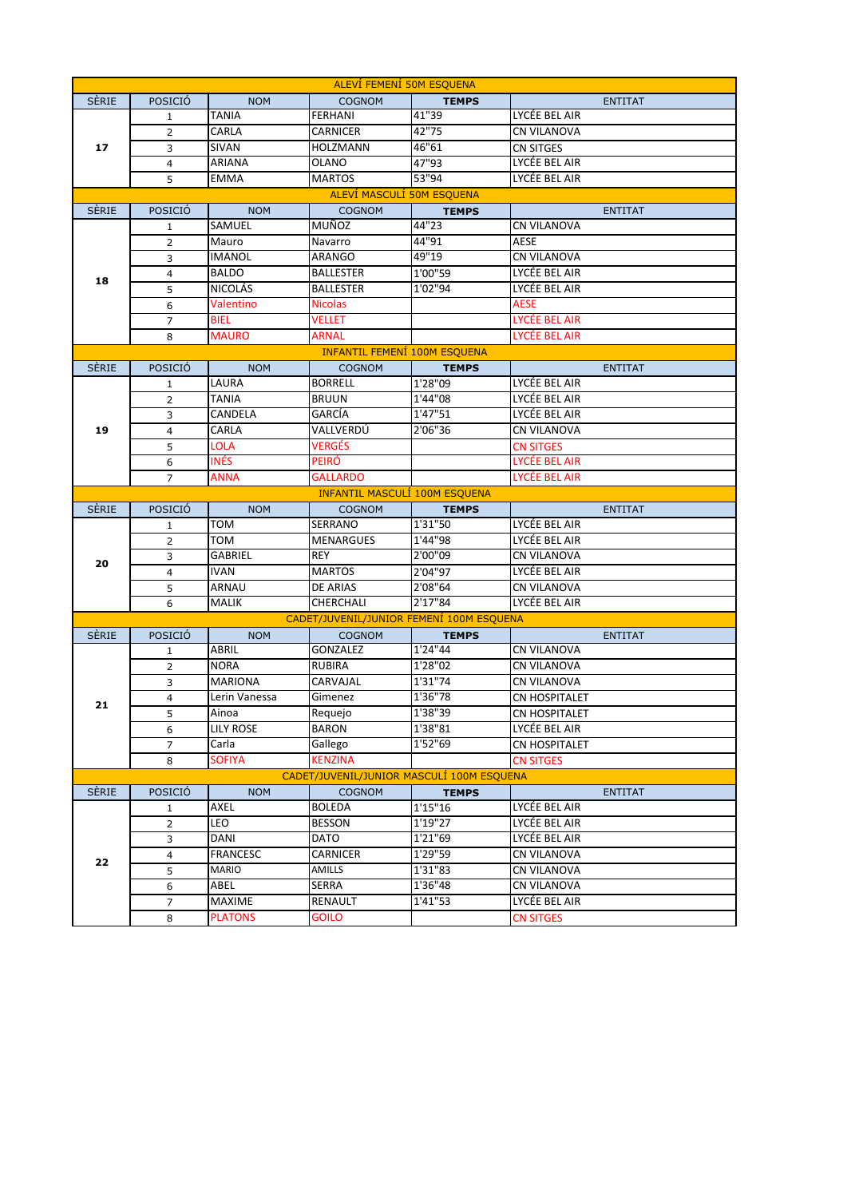| ALEVÍ FEMENÍ 50M ESQUENA | | | | | |
|---|---|---|---|---|---|
| SÈRIE | POSICIÓ | NOM | COGNOM | TEMPS | ENTITAT |
| 17 | 1 | TANIA | FERHANI | 41"39 | LYCÉE BEL AIR |
| | 2 | CARLA | CARNICER | 42"75 | CN VILANOVA |
| | 3 | SIVAN | HOLZMANN | 46"61 | CN SITGES |
| | 4 | ARIANA | OLANO | 47"93 | LYCÉE BEL AIR |
| | 5 | EMMA | MARTOS | 53"94 | LYCÉE BEL AIR |
| **ALEVÍ MASCULÍ 50M ESQUENA** | | | | | |
| SÈRIE | POSICIÓ | NOM | COGNOM | TEMPS | ENTITAT |
| 18 | 1 | SAMUEL | MUÑOZ | 44"23 | CN VILANOVA |
| | 2 | Mauro | Navarro | 44"91 | AESE |
| | 3 | IMANOL | ARANGO | 49"19 | CN VILANOVA |
| | 4 | BALDO | BALLESTER | 1'00"59 | LYCÉE BEL AIR |
| | 5 | NICOLÁS | BALLESTER | 1'02"94 | LYCÉE BEL AIR |
| | 6 | Valentino | Nicolas | | AESE |
| | 7 | BIEL | VELLET | | LYCÉE BEL AIR |
| | 8 | MAURO | ARNAL | | LYCÉE BEL AIR |
| **INFANTIL FEMENÍ 100M ESQUENA** | | | | | |
| SÈRIE | POSICIÓ | NOM | COGNOM | TEMPS | ENTITAT |
| 19 | 1 | LAURA | BORRELL | 1'28"09 | LYCÉE BEL AIR |
| | 2 | TANIA | BRUUN | 1'44"08 | LYCÉE BEL AIR |
| | 3 | CANDELA | GARCÍA | 1'47"51 | LYCÉE BEL AIR |
| | 4 | CARLA | VALLVERDÚ | 2'06"36 | CN VILANOVA |
| | 5 | LOLA | VERGÉS | | CN SITGES |
| | 6 | INÉS | PEIRÓ | | LYCÉE BEL AIR |
| | 7 | ANNA | GALLARDO | | LYCÉE BEL AIR |
| **INFANTIL MASCULÍ 100M ESQUENA** | | | | | |
| SÈRIE | POSICIÓ | NOM | COGNOM | TEMPS | ENTITAT |
| 20 | 1 | TOM | SERRANO | 1'31"50 | LYCÉE BEL AIR |
| | 2 | TOM | MENARGUES | 1'44"98 | LYCÉE BEL AIR |
| | 3 | GABRIEL | REY | 2'00"09 | CN VILANOVA |
| | 4 | IVAN | MARTOS | 2'04"97 | LYCÉE BEL AIR |
| | 5 | ARNAU | DE ARIAS | 2'08"64 | CN VILANOVA |
| | 6 | MALIK | CHERCHALI | 2'17"84 | LYCÉE BEL AIR |
| **CADET/JUVENIL/JUNIOR FEMENÍ 100M ESQUENA** | | | | | |
| SÈRIE | POSICIÓ | NOM | COGNOM | TEMPS | ENTITAT |
| 21 | 1 | ABRIL | GONZALEZ | 1'24"44 | CN VILANOVA |
| | 2 | NORA | RUBIRA | 1'28"02 | CN VILANOVA |
| | 3 | MARIONA | CARVAJAL | 1'31"74 | CN VILANOVA |
| | 4 | Lerin Vanessa | Gimenez | 1'36"78 | CN HOSPITALET |
| | 5 | Ainoa | Requejo | 1'38"39 | CN HOSPITALET |
| | 6 | LILY ROSE | BARON | 1'38"81 | LYCÉE BEL AIR |
| | 7 | Carla | Gallego | 1'52"69 | CN HOSPITALET |
| | 8 | SOFIYA | KENZINA | | CN SITGES |
| **CADET/JUVENIL/JUNIOR MASCULÍ 100M ESQUENA** | | | | | |
| SÈRIE | POSICIÓ | NOM | COGNOM | TEMPS | ENTITAT |
| 22 | 1 | AXEL | BOLEDA | 1'15"16 | LYCÉE BEL AIR |
| | 2 | LEO | BESSON | 1'19"27 | LYCÉE BEL AIR |
| | 3 | DANI | DATO | 1'21"69 | LYCÉE BEL AIR |
| | 4 | FRANCESC | CARNICER | 1'29"59 | CN VILANOVA |
| | 5 | MARIO | AMILLS | 1'31"83 | CN VILANOVA |
| | 6 | ABEL | SERRA | 1'36"48 | CN VILANOVA |
| | 7 | MAXIME | RENAULT | 1'41"53 | LYCÉE BEL AIR |
| | 8 | PLATONS | GOILO | | CN SITGES |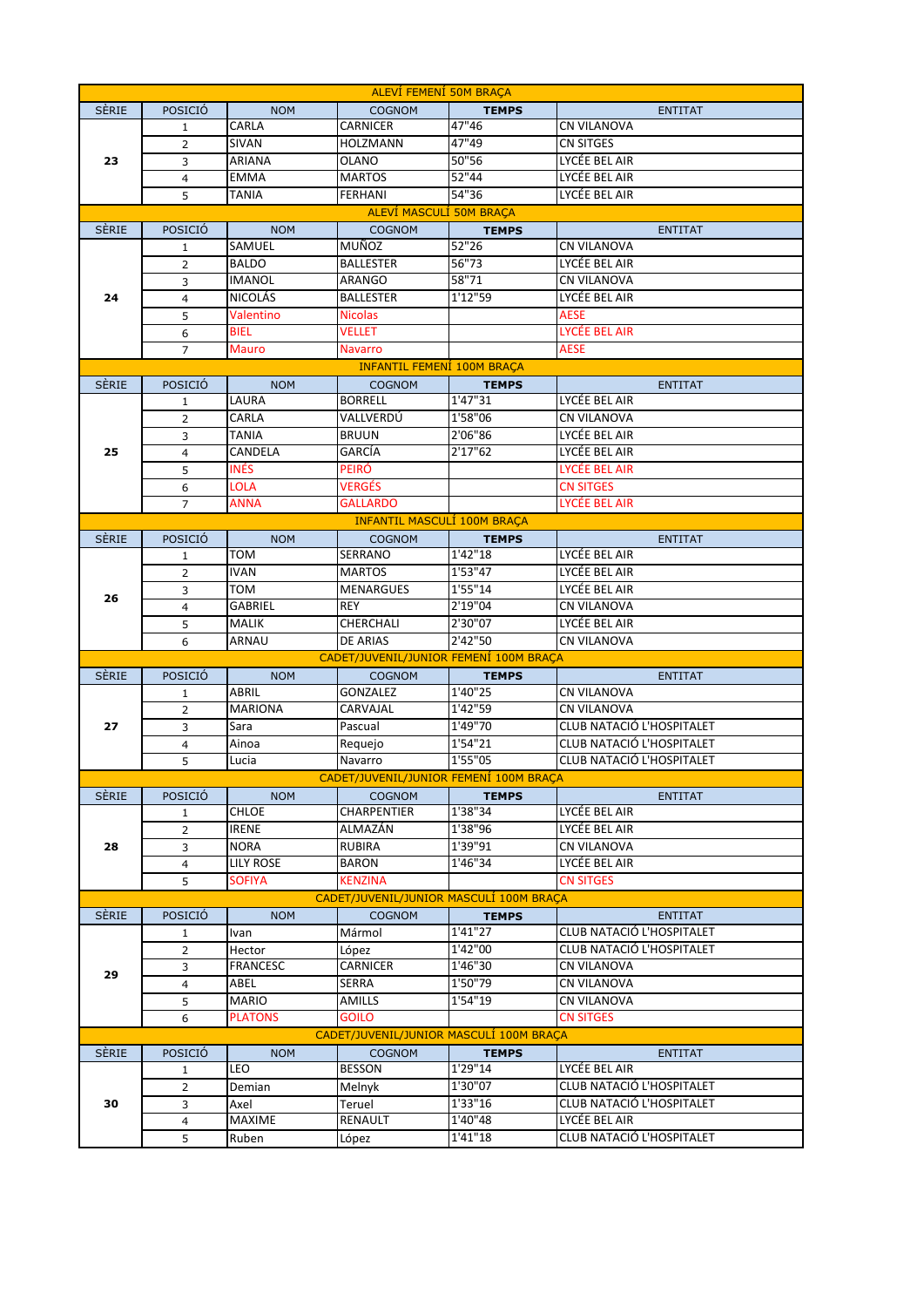| SÈRIE | POSICIÓ | NOM | COGNOM | TEMPS | ENTITAT |
|---|---|---|---|---|---|
| **ALEVÍ FEMENÍ 50M BRAÇA** | | | | | |
| SÈRIE | POSICIÓ | NOM | COGNOM | **TEMPS** | ENTITAT |
| **23** | 1 | CARLA | CARNICER | 47"46 | CN VILANOVA |
| | 2 | SIVAN | HOLZMANN | 47"49 | CN SITGES |
| | 3 | ARIANA | OLANO | 50"56 | LYCÉE BEL AIR |
| | 4 | EMMA | MARTOS | 52"44 | LYCÉE BEL AIR |
| | 5 | TANIA | FERHANI | 54"36 | LYCÉE BEL AIR |
| **ALEVÍ MASCULÍ 50M BRAÇA** | | | | | |
| SÈRIE | POSICIÓ | NOM | COGNOM | **TEMPS** | ENTITAT |
| **24** | 1 | SAMUEL | MUÑOZ | 52"26 | CN VILANOVA |
| | 2 | BALDO | BALLESTER | 56"73 | LYCÉE BEL AIR |
| | 3 | IMANOL | ARANGO | 58"71 | CN VILANOVA |
| | 4 | NICOLÁS | BALLESTER | 1'12"59 | LYCÉE BEL AIR |
| | 5 | Valentino | Nicolas | | AESE |
| | 6 | BIEL | VELLET | | LYCÉE BEL AIR |
| | 7 | Mauro | Navarro | | AESE |
| **INFANTIL FEMENÍ 100M BRAÇA** | | | | | |
| SÈRIE | POSICIÓ | NOM | COGNOM | **TEMPS** | ENTITAT |
| **25** | 1 | LAURA | BORRELL | 1'47"31 | LYCÉE BEL AIR |
| | 2 | CARLA | VALLVERDÚ | 1'58"06 | CN VILANOVA |
| | 3 | TANIA | BRUUN | 2'06"86 | LYCÉE BEL AIR |
| | 4 | CANDELA | GARCÍA | 2'17"62 | LYCÉE BEL AIR |
| | 5 | INÉS | PEIRÓ | | LYCÉE BEL AIR |
| | 6 | LOLA | VERGÉS | | CN SITGES |
| | 7 | ANNA | GALLARDO | | LYCÉE BEL AIR |
| **INFANTIL MASCULÍ 100M BRAÇA** | | | | | |
| SÈRIE | POSICIÓ | NOM | COGNOM | **TEMPS** | ENTITAT |
| **26** | 1 | TOM | SERRANO | 1'42"18 | LYCÉE BEL AIR |
| | 2 | IVAN | MARTOS | 1'53"47 | LYCÉE BEL AIR |
| | 3 | TOM | MENARGUES | 1'55"14 | LYCÉE BEL AIR |
| | 4 | GABRIEL | REY | 2'19"04 | CN VILANOVA |
| | 5 | MALIK | CHERCHALI | 2'30"07 | LYCÉE BEL AIR |
| | 6 | ARNAU | DE ARIAS | 2'42"50 | CN VILANOVA |
| **CADET/JUVENIL/JUNIOR FEMENÍ 100M BRAÇA** | | | | | |
| SÈRIE | POSICIÓ | NOM | COGNOM | **TEMPS** | ENTITAT |
| **27** | 1 | ABRIL | GONZALEZ | 1'40"25 | CN VILANOVA |
| | 2 | MARIONA | CARVAJAL | 1'42"59 | CN VILANOVA |
| | 3 | Sara | Pascual | 1'49"70 | CLUB NATACIÓ L'HOSPITALET |
| | 4 | Ainoa | Requejo | 1'54"21 | CLUB NATACIÓ L'HOSPITALET |
| | 5 | Lucia | Navarro | 1'55"05 | CLUB NATACIÓ L'HOSPITALET |
| **CADET/JUVENIL/JUNIOR FEMENÍ 100M BRAÇA** | | | | | |
| SÈRIE | POSICIÓ | NOM | COGNOM | **TEMPS** | ENTITAT |
| **28** | 1 | CHLOE | CHARPENTIER | 1'38"34 | LYCÉE BEL AIR |
| | 2 | IRENE | ALMAZÁN | 1'38"96 | LYCÉE BEL AIR |
| | 3 | NORA | RUBIRA | 1'39"91 | CN VILANOVA |
| | 4 | LILY ROSE | BARON | 1'46"34 | LYCÉE BEL AIR |
| | 5 | SOFIYA | KENZINA | | CN SITGES |
| **CADET/JUVENIL/JUNIOR MASCULÍ 100M BRAÇA** | | | | | |
| SÈRIE | POSICIÓ | NOM | COGNOM | **TEMPS** | ENTITAT |
| **29** | 1 | Ivan | Mármol | 1'41"27 | CLUB NATACIÓ L'HOSPITALET |
| | 2 | Hector | López | 1'42"00 | CLUB NATACIÓ L'HOSPITALET |
| | 3 | FRANCESC | CARNICER | 1'46"30 | CN VILANOVA |
| | 4 | ABEL | SERRA | 1'50"79 | CN VILANOVA |
| | 5 | MARIO | AMILLS | 1'54"19 | CN VILANOVA |
| | 6 | PLATONS | GOILO | | CN SITGES |
| **CADET/JUVENIL/JUNIOR MASCULÍ 100M BRAÇA** | | | | | |
| SÈRIE | POSICIÓ | NOM | COGNOM | **TEMPS** | ENTITAT |
| **30** | 1 | LEO | BESSON | 1'29"14 | LYCÉE BEL AIR |
| | 2 | Demian | Melnyk | 1'30"07 | CLUB NATACIÓ L'HOSPITALET |
| | 3 | Axel | Teruel | 1'33"16 | CLUB NATACIÓ L'HOSPITALET |
| | 4 | MAXIME | RENAULT | 1'40"48 | LYCÉE BEL AIR |
| | 5 | Ruben | López | 1'41"18 | CLUB NATACIÓ L'HOSPITALET |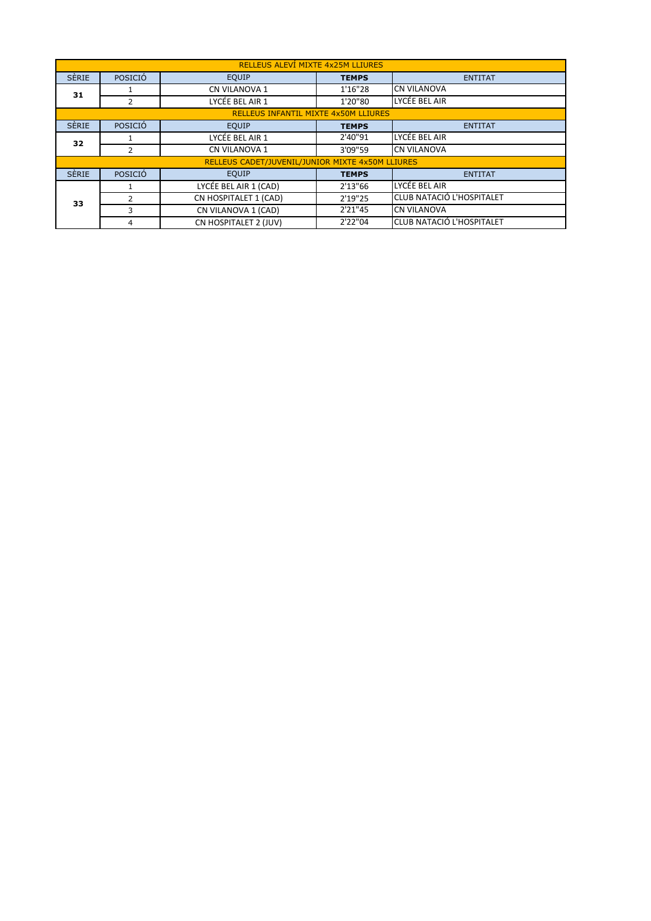| RELLEUS ALEVÍ MIXTE 4x25M LLIURES | | | | |
|---|---|---|---|---|
| SÈRIE | POSICIÓ | EQUIP | **TEMPS** | ENTITAT |
| **31** | 1 | CN VILANOVA 1 | 1'16"28 | CN VILANOVA |
| | 2 | LYCÉE BEL AIR 1 | 1'20"80 | LYCÉE BEL AIR |
| RELLEUS INFANTIL MIXTE 4x50M LLIURES | | | | |
| SÈRIE | POSICIÓ | EQUIP | **TEMPS** | ENTITAT |
| **32** | 1 | LYCÉE BEL AIR 1 | 2'40"91 | LYCÉE BEL AIR |
| | 2 | CN VILANOVA 1 | 3'09"59 | CN VILANOVA |
| RELLEUS CADET/JUVENIL/JUNIOR MIXTE 4x50M LLIURES | | | | |
| SÈRIE | POSICIÓ | EQUIP | **TEMPS** | ENTITAT |
| **33** | 1 | LYCÉE BEL AIR 1 (CAD) | 2'13"66 | LYCÉE BEL AIR |
| | 2 | CN HOSPITALET 1 (CAD) | 2'19"25 | CLUB NATACIÓ L'HOSPITALET |
| | 3 | CN VILANOVA 1 (CAD) | 2'21"45 | CN VILANOVA |
| | 4 | CN HOSPITALET 2 (JUV) | 2'22"04 | CLUB NATACIÓ L'HOSPITALET |